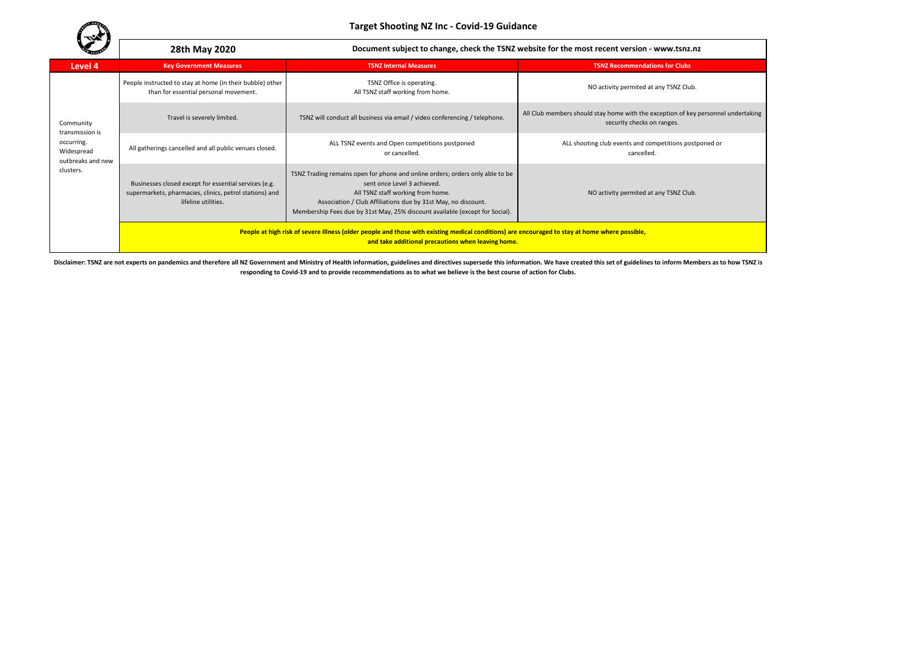# Target Shooting NZ Inc - Covid-19 Guidance

**28th May 2020** — **Document subject to change, check the TSNZ website for the most recent version - www.tsnz.nz**

| Level 4 | Key Government Measures | TSNZ Internal Measures | TSNZ Recommendations for Clubs |
|---|---|---|---|
| Community transmission is occurring. Widespread outbreaks and new clusters. | People instructed to stay at home (in their bubble) other than for essential personal movement. | TSNZ Office is operating.<br>All TSNZ staff working from home. | NO activity permited at any TSNZ Club. |
| | Travel is severely limited. | TSNZ will conduct all business via email / video conferencing / telephone. | All Club members should stay home with the exception of key personnel undertaking security checks on ranges. |
| | All gatherings cancelled and all public venues closed. | ALL TSNZ events and Open competitions postponed or cancelled. | ALL shooting club events and competitions postponed or cancelled. |
| | Businesses closed except for essential services (e.g. supermarkets, pharmacies, clinics, petrol stations) and lifeline utilities. | TSNZ Trading remains open for phone and online orders; orders only able to be sent once Level 3 achieved.<br>All TSNZ staff working from home.<br>Association / Club Affiliations due by 31st May, no discount.<br>Membership Fees due by 31st May, 25% discount available (except for Social). | NO activity permited at any TSNZ Club. |
| | **People at high risk of severe Illness (older people and those with existing medical conditions) are encouraged to stay at home where possible, and take additional precautions when leaving home.** | | |

**Disclaimer: TSNZ are not experts on pandemics and therefore all NZ Government and Ministry of Health information, guidelines and directives supersede this information. We have created this set of guidelines to inform Members as to how TSNZ is responding to Covid-19 and to provide recommendations as to what we believe is the best course of action for Clubs.**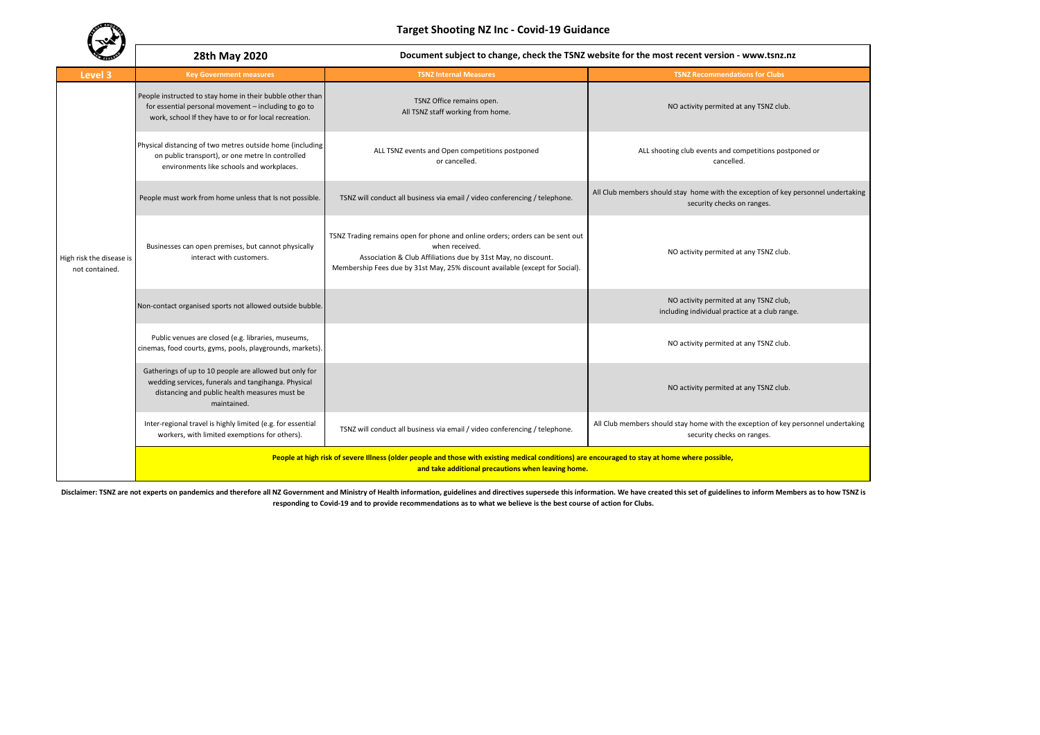# Target Shooting NZ Inc - Covid-19 Guidance

**28th May 2020** — **Document subject to change, check the TSNZ website for the most recent version - www.tsnz.nz**

| Level 3 | Key Government measures | TSNZ Internal Measures | TSNZ Recommendations for Clubs |
|---|---|---|---|
| High risk the disease is not contained. | People instructed to stay home in their bubble other than for essential personal movement – including to go to work, school If they have to or for local recreation. | TSNZ Office remains open.<br>All TSNZ staff working from home. | NO activity permited at any TSNZ club. |
| | Physical distancing of two metres outside home (including on public transport), or one metre In controlled environments like schools and workplaces. | ALL TSNZ events and Open competitions postponed or cancelled. | ALL shooting club events and competitions postponed or cancelled. |
| | People must work from home unless that Is not possible. | TSNZ will conduct all business via email / video conferencing / telephone. | All Club members should stay home with the exception of key personnel undertaking security checks on ranges. |
| | Businesses can open premises, but cannot physically interact with customers. | TSNZ Trading remains open for phone and online orders; orders can be sent out when received.<br>Association & Club Affiliations due by 31st May, no discount.<br>Membership Fees due by 31st May, 25% discount available (except for Social). | NO activity permited at any TSNZ club. |
| | Non-contact organised sports not allowed outside bubble. | | NO activity permited at any TSNZ club, including individual practice at a club range. |
| | Public venues are closed (e.g. libraries, museums, cinemas, food courts, gyms, pools, playgrounds, markets). | | NO activity permited at any TSNZ club. |
| | Gatherings of up to 10 people are allowed but only for wedding services, funerals and tangihanga. Physical distancing and public health measures must be maintained. | | NO activity permited at any TSNZ club. |
| | Inter-regional travel is highly limited (e.g. for essential workers, with limited exemptions for others). | TSNZ will conduct all business via email / video conferencing / telephone. | All Club members should stay home with the exception of key personnel undertaking security checks on ranges. |
| | **People at high risk of severe Illness (older people and those with existing medical conditions) are encouraged to stay at home where possible, and take additional precautions when leaving home.** | | |

**Disclaimer: TSNZ are not experts on pandemics and therefore all NZ Government and Ministry of Health information, guidelines and directives supersede this information. We have created this set of guidelines to inform Members as to how TSNZ is responding to Covid-19 and to provide recommendations as to what we believe is the best course of action for Clubs.**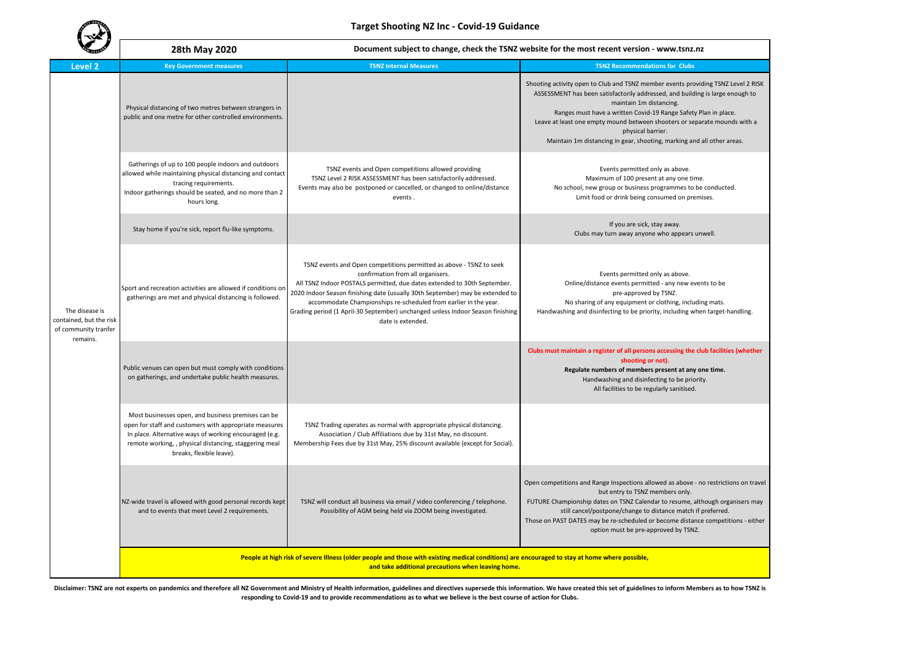# Target Shooting NZ Inc - Covid-19 Guidance

**28th May 2020** — **Document subject to change, check the TSNZ website for the most recent version - www.tsnz.nz**

| Level 2 | Key Government measures | TSNZ Internal Measures | TSNZ Recommendations for Clubs |
|---|---|---|---|
| The disease is contained, but the risk of community tranfer remains. | Physical distancing of two metres between strangers in public and one metre for other controlled environments. | | Shooting activity open to Club and TSNZ member events providing TSNZ Level 2 RISK ASSESSMENT has been satisfactorily addressed, and building is large enough to maintain 1m distancing.<br>Ranges must have a written Covid-19 Range Safety Plan in place.<br>Leave at least one empty mound between shooters or separate mounds with a physical barrier.<br>Maintain 1m distancing in gear, shooting, marking and all other areas. |
| | Gatherings of up to 100 people indoors and outdoors allowed while maintaining physical distancing and contact tracing requirements.<br>Indoor gatherings should be seated, and no more than 2 hours long. | TSNZ events and Open competitions allowed providing TSNZ Level 2 RISK ASSESSMENT has been satisfactorily addressed.<br>Events may also be postponed or cancelled, or changed to online/distance events . | Events permitted only as above.<br>Maximum of 100 present at any one time.<br>No school, new group or business programmes to be conducted.<br>Limit food or drink being consumed on premises. |
| | Stay home if you're sick, report flu-like symptoms. | | If you are sick, stay away.<br>Clubs may turn away anyone who appears unwell. |
| | Sport and recreation activities are allowed if conditions on gatherings are met and physical distancing is followed. | TSNZ events and Open competitions permitted as above - TSNZ to seek confirmation from all organisers.<br>All TSNZ Indoor POSTALS permitted, due dates extended to 30th September.<br>2020 Indoor Season finishing date (usually 30th September) may be extended to accommodate Championships re-scheduled from earlier in the year.<br>Grading period (1 April-30 September) unchanged unless Indoor Season finishing date is extended. | Events permitted only as above.<br>Online/distance events permitted - any new events to be pre-approved by TSNZ.<br>No sharing of any equipment or clothing, including mats.<br>Handwashing and disinfecting to be priority, including when target-handling. |
| | Public venues can open but must comply with conditions on gatherings, and undertake public health measures. | | **Clubs must maintain a register of all persons accessing the club facilities (whether shooting or not).**<br>**Regulate numbers of members present at any one time.**<br>Handwashing and disinfecting to be priority.<br>All facilities to be regularly sanitised. |
| | Most businesses open, and business premises can be open for staff and customers with appropriate measures In place. Alternative ways of working encouraged (e.g. remote working, , physical distancing, staggering meal breaks, flexible leave). | TSNZ Trading operates as normal with appropriate physical distancing.<br>Association / Club Affiliations due by 31st May, no discount.<br>Membership Fees due by 31st May, 25% discount available (except for Social). | |
| | NZ-wide travel is allowed with good personal records kept and to events that meet Level 2 requirements. | TSNZ will conduct all business via email / video conferencing / telephone.<br>Possibility of AGM being held via ZOOM being investigated. | Open competitions and Range Inspections allowed as above - no restrictions on travel but entry to TSNZ members only.<br>FUTURE Championship dates on TSNZ Calendar to resume, although organisers may still cancel/postpone/change to distance match if preferred.<br>Those on PAST DATES may be re-scheduled or become distance competitions - either option must be pre-approved by TSNZ. |
| | **People at high risk of severe Illness (older people and those with existing medical conditions) are encouraged to stay at home where possible, and take additional precautions when leaving home.** | | |

**Disclaimer: TSNZ are not experts on pandemics and therefore all NZ Government and Ministry of Health information, guidelines and directives supersede this information. We have created this set of guidelines to inform Members as to how TSNZ is responding to Covid-19 and to provide recommendations as to what we believe is the best course of action for Clubs.**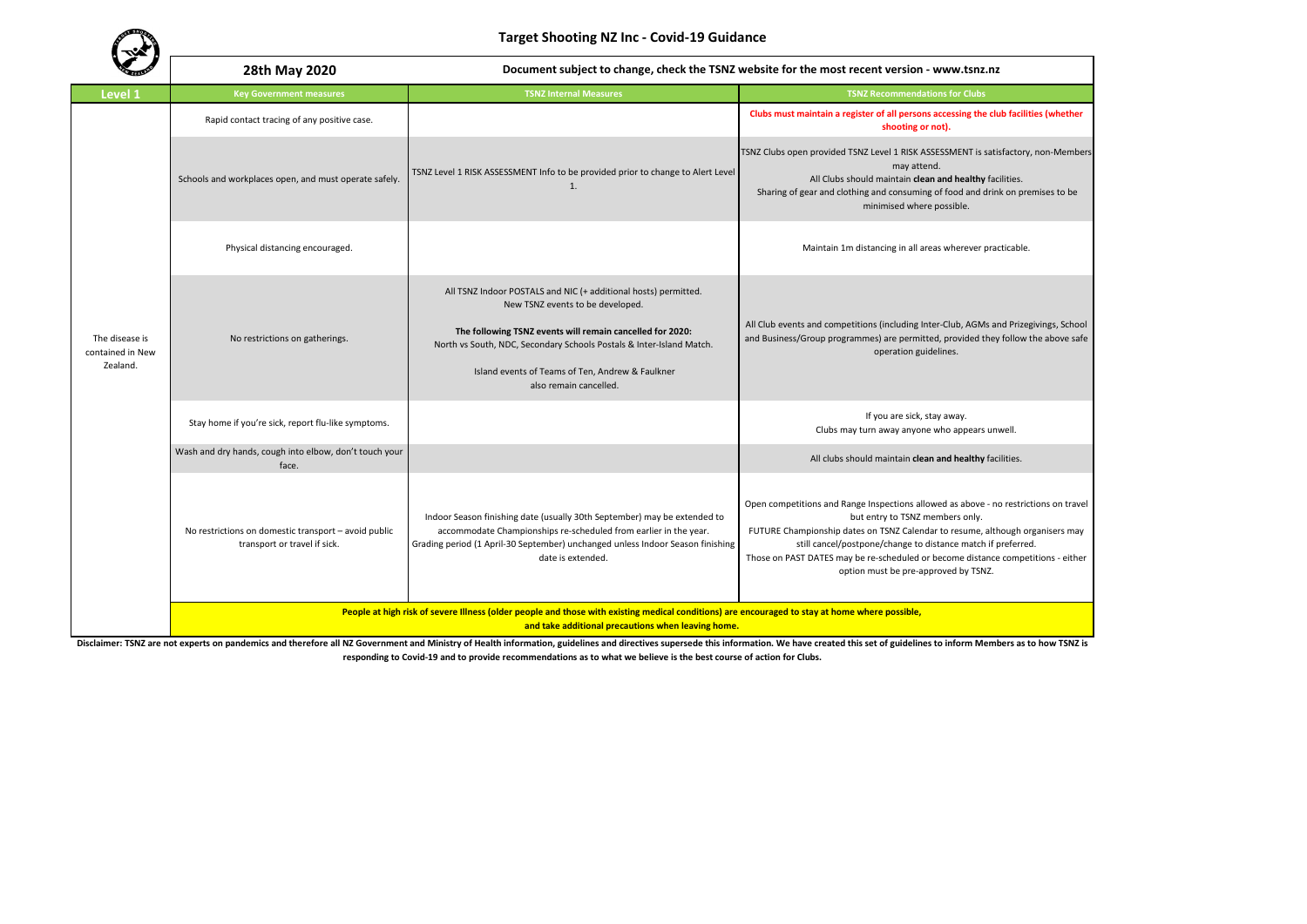# Target Shooting NZ Inc - Covid-19 Guidance

**28th May 2020** — **Document subject to change, check the TSNZ website for the most recent version - www.tsnz.nz**

| Level 1 | Key Government measures | TSNZ Internal Measures | TSNZ Recommendations for Clubs |
|---|---|---|---|
| The disease is contained in New Zealand. | Rapid contact tracing of any positive case. | | **Clubs must maintain a register of all persons accessing the club facilities (whether shooting or not).** |
| | Schools and workplaces open, and must operate safely. | TSNZ Level 1 RISK ASSESSMENT Info to be provided prior to change to Alert Level 1. | TSNZ Clubs open provided TSNZ Level 1 RISK ASSESSMENT is satisfactory, non-Members may attend.<br>All Clubs should maintain **clean and healthy** facilities.<br>Sharing of gear and clothing and consuming of food and drink on premises to be minimised where possible. |
| | Physical distancing encouraged. | | Maintain 1m distancing in all areas wherever practicable. |
| | No restrictions on gatherings. | All TSNZ Indoor POSTALS and NIC (+ additional hosts) permitted.<br>New TSNZ events to be developed.<br>**The following TSNZ events will remain cancelled for 2020:**<br>North vs South, NDC, Secondary Schools Postals & Inter-Island Match.<br>Island events of Teams of Ten, Andrew & Faulkner also remain cancelled. | All Club events and competitions (including Inter-Club, AGMs and Prizegivings, School and Business/Group programmes) are permitted, provided they follow the above safe operation guidelines. |
| | Stay home if you're sick, report flu-like symptoms. | | If you are sick, stay away.<br>Clubs may turn away anyone who appears unwell. |
| | Wash and dry hands, cough into elbow, don't touch your face. | | All clubs should maintain **clean and healthy** facilities. |
| | No restrictions on domestic transport – avoid public transport or travel if sick. | Indoor Season finishing date (usually 30th September) may be extended to accommodate Championships re-scheduled from earlier in the year.<br>Grading period (1 April-30 September) unchanged unless Indoor Season finishing date is extended. | Open competitions and Range Inspections allowed as above - no restrictions on travel but entry to TSNZ members only.<br>FUTURE Championship dates on TSNZ Calendar to resume, although organisers may still cancel/postpone/change to distance match if preferred.<br>Those on PAST DATES may be re-scheduled or become distance competitions - either option must be pre-approved by TSNZ. |
| | **People at high risk of severe Illness (older people and those with existing medical conditions) are encouraged to stay at home where possible, and take additional precautions when leaving home.** | | |

**Disclaimer: TSNZ are not experts on pandemics and therefore all NZ Government and Ministry of Health information, guidelines and directives supersede this information. We have created this set of guidelines to inform Members as to how TSNZ is responding to Covid-19 and to provide recommendations as to what we believe is the best course of action for Clubs.**